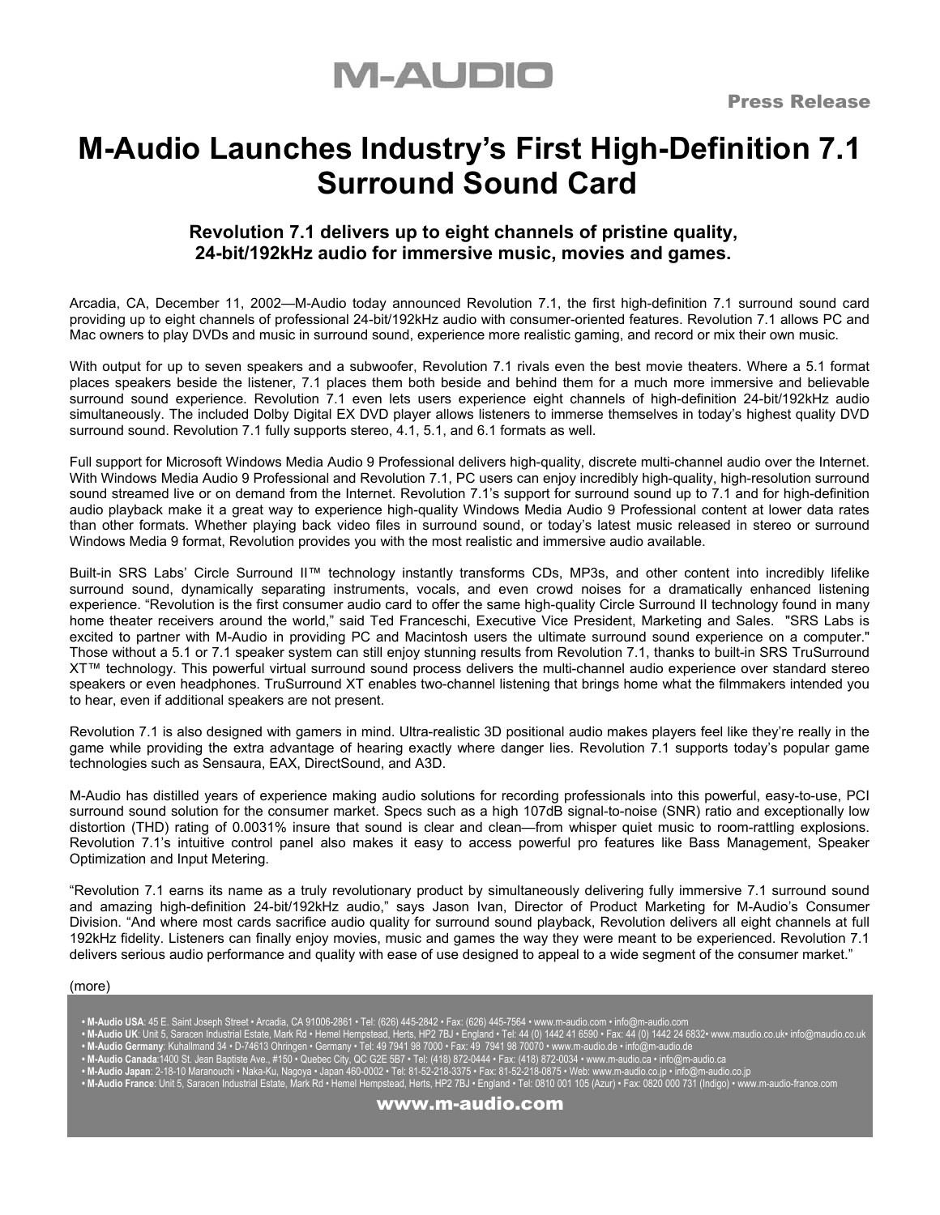M-AUDIO

Press Release

# M-Audio Launches Industry's First High-Definition 7.1 Surround Sound Card

### Revolution 7.1 delivers up to eight channels of pristine quality, 24-bit/192kHz audio for immersive music, movies and games.

Arcadia, CA, December 11, 2002—M-Audio today announced Revolution 7.1, the first high-definition 7.1 surround sound card providing up to eight channels of professional 24-bit/192kHz audio with consumer-oriented features. Revolution 7.1 allows PC and Mac owners to play DVDs and music in surround sound, experience more realistic gaming, and record or mix their own music.

With output for up to seven speakers and a subwoofer, Revolution 7.1 rivals even the best movie theaters. Where a 5.1 format places speakers beside the listener, 7.1 places them both beside and behind them for a much more immersive and believable surround sound experience. Revolution 7.1 even lets users experience eight channels of high-definition 24-bit/192kHz audio simultaneously. The included Dolby Digital EX DVD player allows listeners to immerse themselves in today's highest quality DVD surround sound. Revolution 7.1 fully supports stereo, 4.1, 5.1, and 6.1 formats as well.

Full support for Microsoft Windows Media Audio 9 Professional delivers high-quality, discrete multi-channel audio over the Internet. With Windows Media Audio 9 Professional and Revolution 7.1, PC users can enjoy incredibly high-quality, high-resolution surround sound streamed live or on demand from the Internet. Revolution 7.1's support for surround sound up to 7.1 and for high-definition audio playback make it a great way to experience high-quality Windows Media Audio 9 Professional content at lower data rates than other formats. Whether playing back video files in surround sound, or today's latest music released in stereo or surround Windows Media 9 format, Revolution provides you with the most realistic and immersive audio available.

Built-in SRS Labs' Circle Surround II™ technology instantly transforms CDs, MP3s, and other content into incredibly lifelike surround sound, dynamically separating instruments, vocals, and even crowd noises for a dramatically enhanced listening experience. "Revolution is the first consumer audio card to offer the same high-quality Circle Surround II technology found in many home theater receivers around the world," said Ted Franceschi, Executive Vice President, Marketing and Sales. "SRS Labs is excited to partner with M-Audio in providing PC and Macintosh users the ultimate surround sound experience on a computer." Those without a 5.1 or 7.1 speaker system can still enjoy stunning results from Revolution 7.1, thanks to built-in SRS TruSurround XT™ technology. This powerful virtual surround sound process delivers the multi-channel audio experience over standard stereo speakers or even headphones. TruSurround XT enables two-channel listening that brings home what the filmmakers intended you to hear, even if additional speakers are not present.

Revolution 7.1 is also designed with gamers in mind. Ultra-realistic 3D positional audio makes players feel like they're really in the game while providing the extra advantage of hearing exactly where danger lies. Revolution 7.1 supports today's popular game technologies such as Sensaura, EAX, DirectSound, and A3D.

M-Audio has distilled years of experience making audio solutions for recording professionals into this powerful, easy-to-use, PCI surround sound solution for the consumer market. Specs such as a high 107dB signal-to-noise (SNR) ratio and exceptionally low distortion (THD) rating of 0.0031% insure that sound is clear and clean—from whisper quiet music to room-rattling explosions. Revolution 7.1's intuitive control panel also makes it easy to access powerful pro features like Bass Management, Speaker Optimization and Input Metering.

"Revolution 7.1 earns its name as a truly revolutionary product by simultaneously delivering fully immersive 7.1 surround sound and amazing high-definition 24-bit/192kHz audio," says Jason Ivan, Director of Product Marketing for M-Audio's Consumer Division. "And where most cards sacrifice audio quality for surround sound playback, Revolution delivers all eight channels at full 192kHz fidelity. Listeners can finally enjoy movies, music and games the way they were meant to be experienced. Revolution 7.1 delivers serious audio performance and quality with ease of use designed to appeal to a wide segment of the consumer market."

(more)

- **M-Audio USA**: 45 E. Saint Joseph Street • Arcadia, CA 91006-2861 • Tel: (626) 445-2842 • Fax: (626) 445-7564 • www.m-audio.com • info@m-audio.com
- **M-Audio UK**: Unit 5, Saracen Industrial Estate, Mark Rd • Hemel Hempstead, Herts, HP2 7BJ • England • Tel: 44 (0) 1442 41 6590 • Fax: 44 (0) 1442 24 6832• www.maudio.co.uk• info@maudio.co.uk
- **M-Audio Germany**: Kuhallmand 34 • D-74613 Ohringen • Germany • Tel: 49 7941 98 7000 • Fax: 49 7941 98 70070 • www.m-audio.de • info@m-audio.de
- **M-Audio Canada**:1400 St. Jean Baptiste Ave., #150 • Quebec City, QC G2E 5B7 • Tel: (418) 872-0444 • Fax: (418) 872-0034 • www.m-audio.ca • info@m-audio.ca
- **M-Audio Japan**: 2-18-10 Maranouchi • Naka-Ku, Nagoya • Japan 460-0002 • Tel: 81-52-218-3375 • Fax: 81-52-218-0875 • Web: www.m-audio.co.jp • info@m-audio.co.jp
- **M-Audio France**: Unit 5, Saracen Industrial Estate, Mark Rd • Hemel Hempstead, Herts, HP2 7BJ • England • Tel: 0810 001 105 (Azur) • Fax: 0820 000 731 (Indigo) • www.m-audio-france.com

**www.m-audio.com**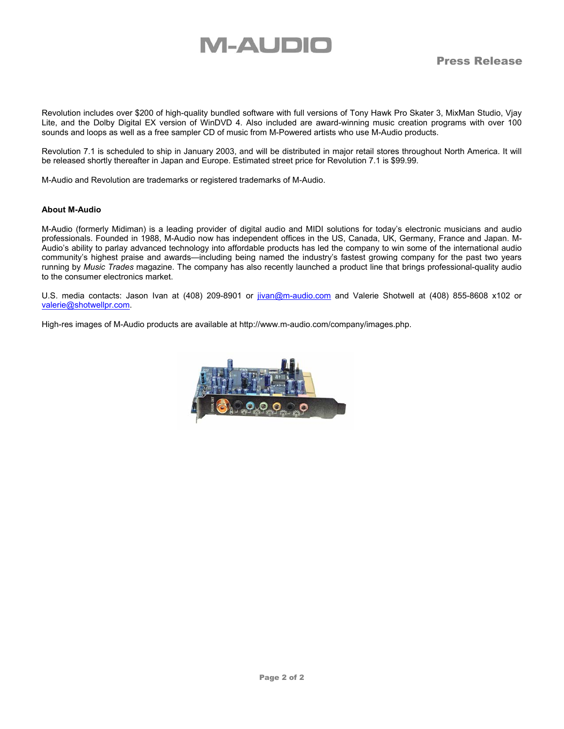Revolution includes over $200 of high-quality bundled software with full versions of Tony Hawk Pro Skater 3, MixMan Studio, Vjay Lite, and the Dolby Digital EX version of WinDVD 4. Also included are award-winning music creation programs with over 100 sounds and loops as well as a free sampler CD of music from M-Powered artists who use M-Audio products.

Revolution 7.1 is scheduled to ship in January 2003, and will be distributed in major retail stores throughout North America. It will be released shortly thereafter in Japan and Europe. Estimated street price for Revolution 7.1 is $99.99.

M-Audio and Revolution are trademarks or registered trademarks of M-Audio.

**About M-Audio**

M-Audio (formerly Midiman) is a leading provider of digital audio and MIDI solutions for today's electronic musicians and audio professionals. Founded in 1988, M-Audio now has independent offices in the US, Canada, UK, Germany, France and Japan. M-Audio's ability to parlay advanced technology into affordable products has led the company to win some of the international audio community's highest praise and awards—including being named the industry's fastest growing company for the past two years running by *Music Trades* magazine. The company has also recently launched a product line that brings professional-quality audio to the consumer electronics market.

U.S. media contacts: Jason Ivan at (408) 209-8901 or jivan@m-audio.com and Valerie Shotwell at (408) 855-8608 x102 or valerie@shotwellpr.com.

High-res images of M-Audio products are available at http://www.m-audio.com/company/images.php.